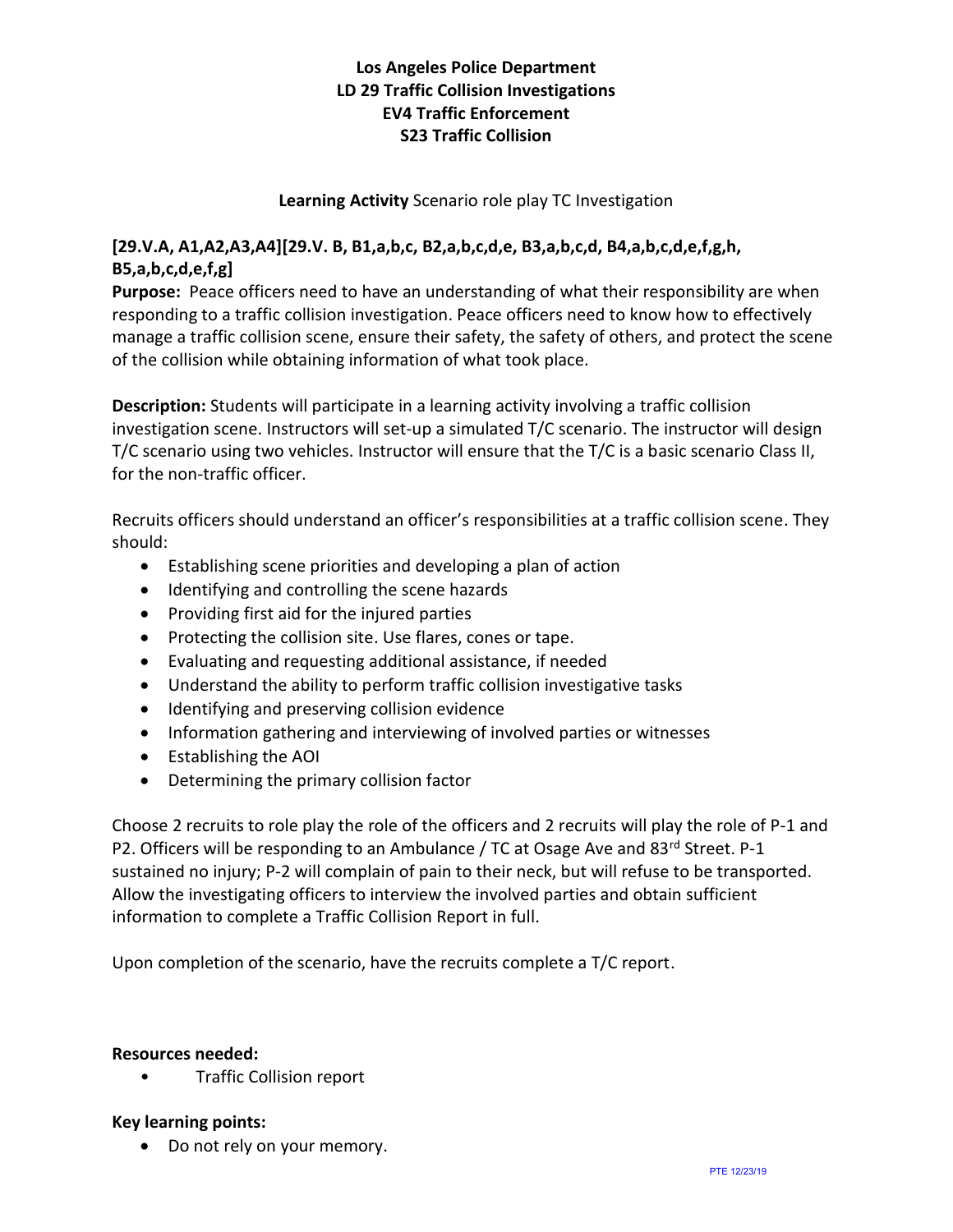# Los Angeles Police Department
## LD 29 Traffic Collision Investigations
## EV4 Traffic Enforcement
## S23 Traffic Collision

**Learning Activity** Scenario role play TC Investigation

**[29.V.A, A1,A2,A3,A4][29.V. B, B1,a,b,c, B2,a,b,c,d,e, B3,a,b,c,d, B4,a,b,c,d,e,f,g,h, B5,a,b,c,d,e,f,g]**

**Purpose:** Peace officers need to have an understanding of what their responsibility are when responding to a traffic collision investigation. Peace officers need to know how to effectively manage a traffic collision scene, ensure their safety, the safety of others, and protect the scene of the collision while obtaining information of what took place.

**Description:** Students will participate in a learning activity involving a traffic collision investigation scene. Instructors will set-up a simulated T/C scenario. The instructor will design T/C scenario using two vehicles. Instructor will ensure that the T/C is a basic scenario Class II, for the non-traffic officer.

Recruits officers should understand an officer's responsibilities at a traffic collision scene. They should:

- Establishing scene priorities and developing a plan of action
- Identifying and controlling the scene hazards
- Providing first aid for the injured parties
- Protecting the collision site. Use flares, cones or tape.
- Evaluating and requesting additional assistance, if needed
- Understand the ability to perform traffic collision investigative tasks
- Identifying and preserving collision evidence
- Information gathering and interviewing of involved parties or witnesses
- Establishing the AOI
- Determining the primary collision factor

Choose 2 recruits to role play the role of the officers and 2 recruits will play the role of P-1 and P2. Officers will be responding to an Ambulance / TC at Osage Ave and 83rd Street. P-1 sustained no injury; P-2 will complain of pain to their neck, but will refuse to be transported. Allow the investigating officers to interview the involved parties and obtain sufficient information to complete a Traffic Collision Report in full.

Upon completion of the scenario, have the recruits complete a T/C report.

**Resources needed:**

- Traffic Collision report

**Key learning points:**

- Do not rely on your memory.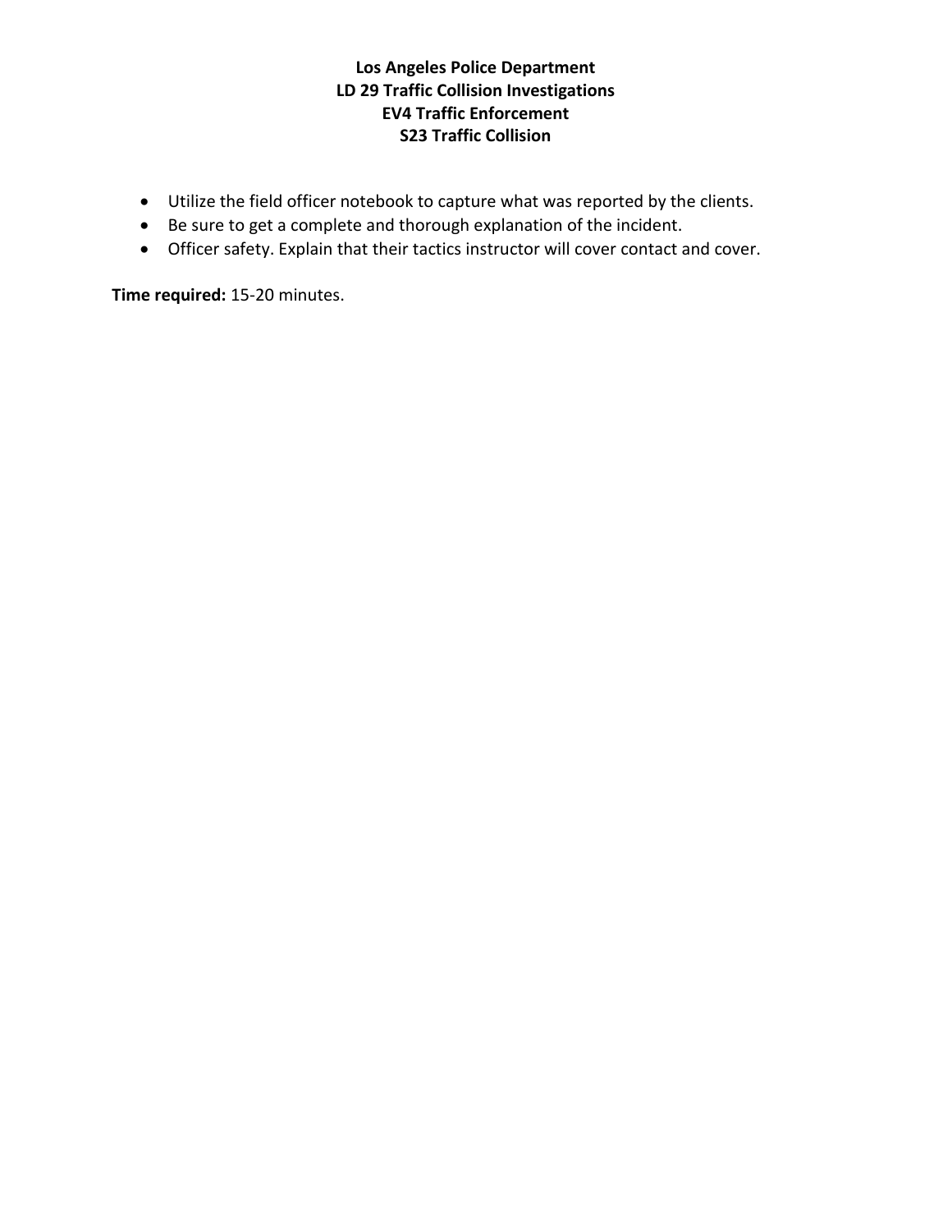**Los Angeles Police Department**
**LD 29 Traffic Collision Investigations**
**EV4 Traffic Enforcement**
**S23 Traffic Collision**

- Utilize the field officer notebook to capture what was reported by the clients.
- Be sure to get a complete and thorough explanation of the incident.
- Officer safety. Explain that their tactics instructor will cover contact and cover.

**Time required:** 15-20 minutes.